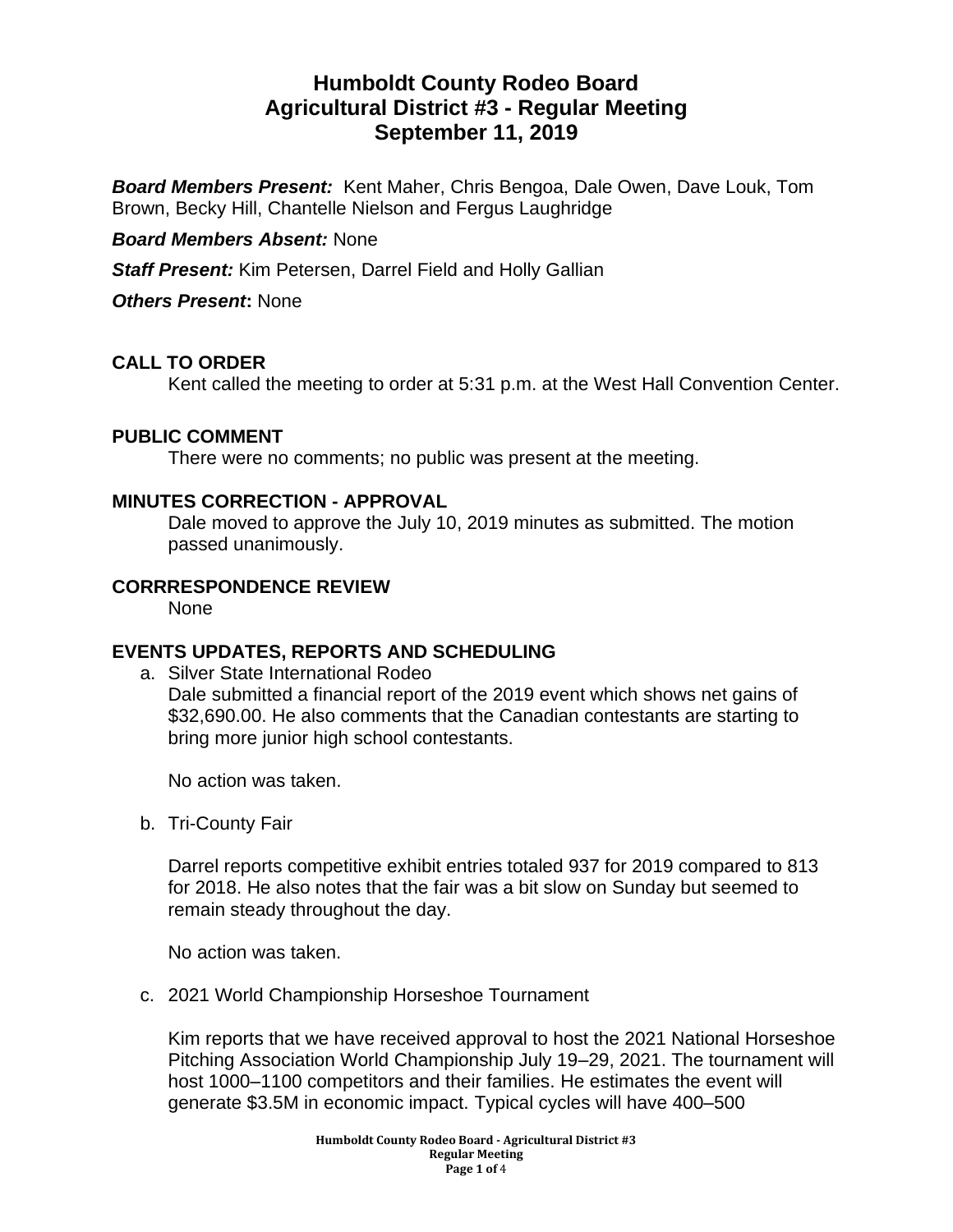# Humboldt County Rodeo Board
# Agricultural District #3 - Regular Meeting
# September 11, 2019

***Board Members Present:*** Kent Maher, Chris Bengoa, Dale Owen, Dave Louk, Tom Brown, Becky Hill, Chantelle Nielson and Fergus Laughridge

***Board Members Absent:*** None

***Staff Present:*** Kim Petersen, Darrel Field and Holly Gallian

***Others Present*:** None

## CALL TO ORDER

Kent called the meeting to order at 5:31 p.m. at the West Hall Convention Center.

## PUBLIC COMMENT

There were no comments; no public was present at the meeting.

## MINUTES CORRECTION - APPROVAL

Dale moved to approve the July 10, 2019 minutes as submitted. The motion passed unanimously.

## CORRRESPONDENCE REVIEW

None

## EVENTS UPDATES, REPORTS AND SCHEDULING

a. Silver State International Rodeo

Dale submitted a financial report of the 2019 event which shows net gains of $32,690.00. He also comments that the Canadian contestants are starting to bring more junior high school contestants.

No action was taken.

b. Tri-County Fair

Darrel reports competitive exhibit entries totaled 937 for 2019 compared to 813 for 2018. He also notes that the fair was a bit slow on Sunday but seemed to remain steady throughout the day.

No action was taken.

c. 2021 World Championship Horseshoe Tournament

Kim reports that we have received approval to host the 2021 National Horseshoe Pitching Association World Championship July 19–29, 2021. The tournament will host 1000–1100 competitors and their families. He estimates the event will generate $3.5M in economic impact. Typical cycles will have 400–500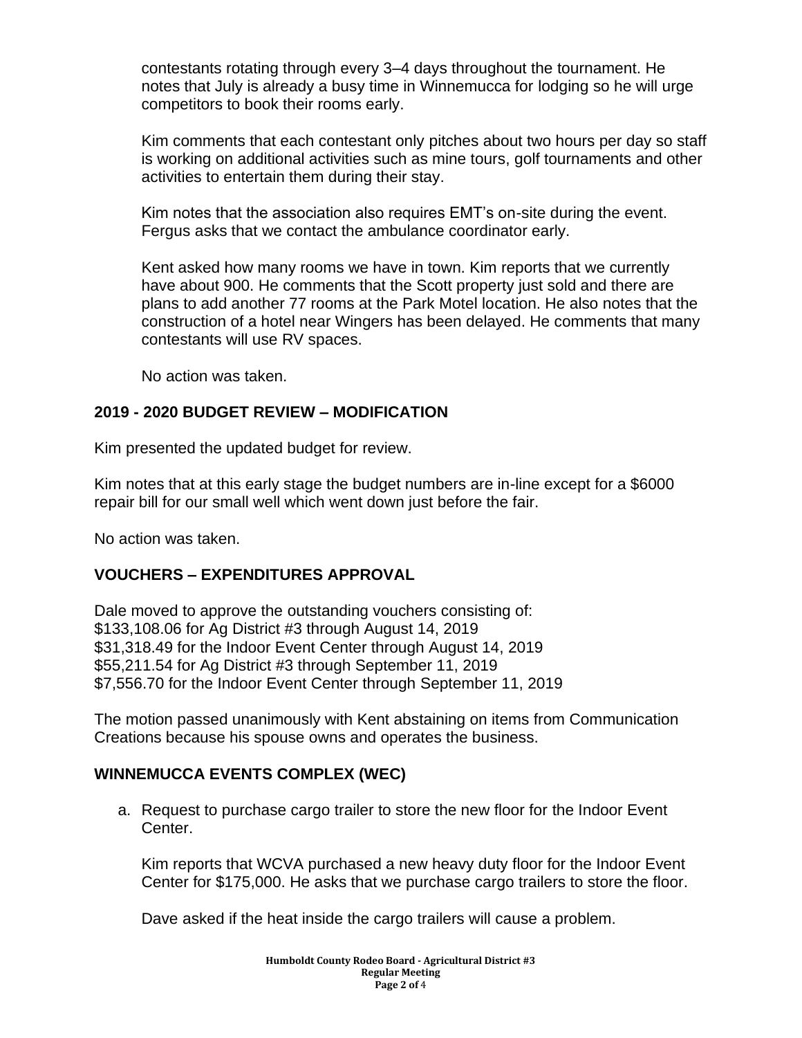contestants rotating through every 3–4 days throughout the tournament. He notes that July is already a busy time in Winnemucca for lodging so he will urge competitors to book their rooms early.

Kim comments that each contestant only pitches about two hours per day so staff is working on additional activities such as mine tours, golf tournaments and other activities to entertain them during their stay.

Kim notes that the association also requires EMT's on-site during the event. Fergus asks that we contact the ambulance coordinator early.

Kent asked how many rooms we have in town. Kim reports that we currently have about 900. He comments that the Scott property just sold and there are plans to add another 77 rooms at the Park Motel location. He also notes that the construction of a hotel near Wingers has been delayed. He comments that many contestants will use RV spaces.

No action was taken.

## 2019 - 2020 BUDGET REVIEW – MODIFICATION

Kim presented the updated budget for review.

Kim notes that at this early stage the budget numbers are in-line except for a $6000 repair bill for our small well which went down just before the fair.

No action was taken.

## VOUCHERS – EXPENDITURES APPROVAL

Dale moved to approve the outstanding vouchers consisting of:
$133,108.06 for Ag District #3 through August 14, 2019
$31,318.49 for the Indoor Event Center through August 14, 2019
$55,211.54 for Ag District #3 through September 11, 2019
$7,556.70 for the Indoor Event Center through September 11, 2019

The motion passed unanimously with Kent abstaining on items from Communication Creations because his spouse owns and operates the business.

## WINNEMUCCA EVENTS COMPLEX (WEC)

a. Request to purchase cargo trailer to store the new floor for the Indoor Event Center.

   Kim reports that WCVA purchased a new heavy duty floor for the Indoor Event Center for $175,000. He asks that we purchase cargo trailers to store the floor.

   Dave asked if the heat inside the cargo trailers will cause a problem.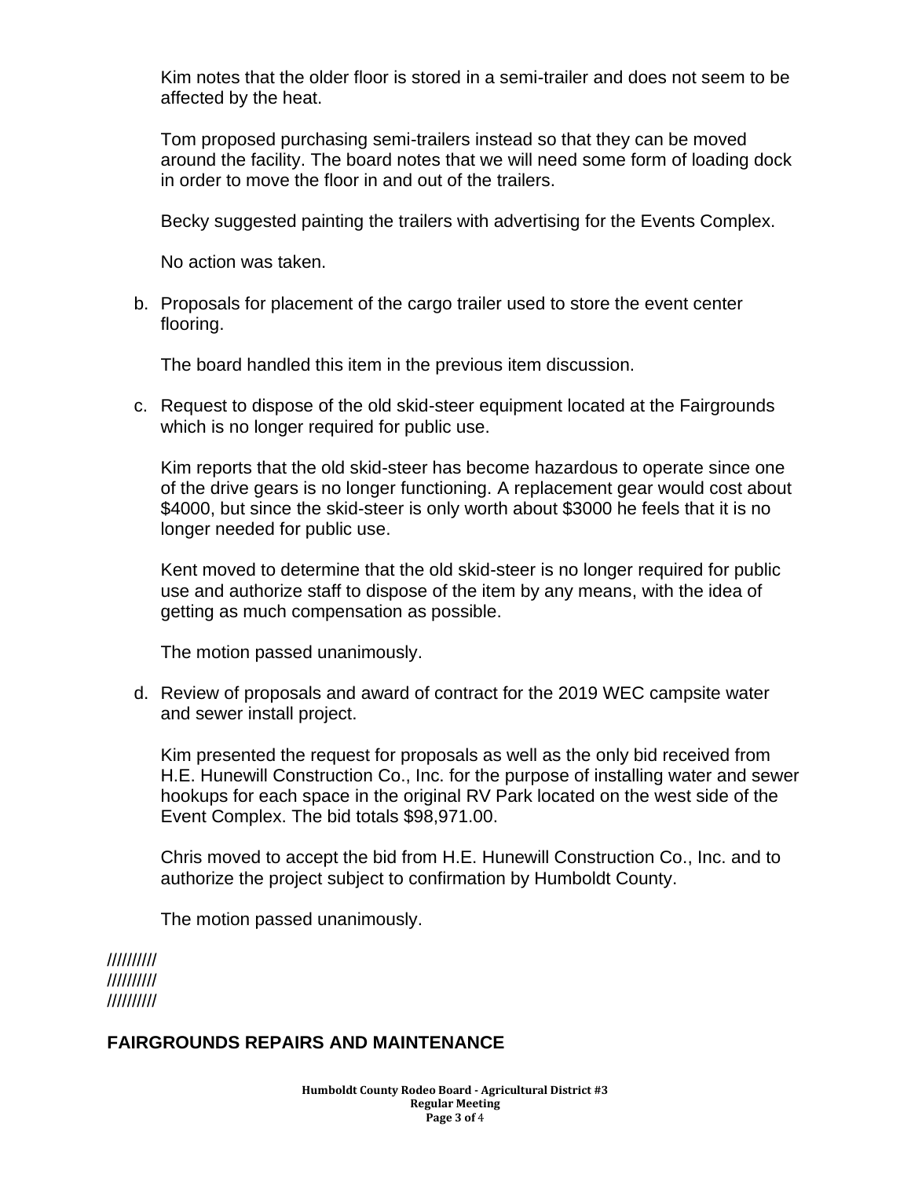Kim notes that the older floor is stored in a semi-trailer and does not seem to be affected by the heat.

Tom proposed purchasing semi-trailers instead so that they can be moved around the facility. The board notes that we will need some form of loading dock in order to move the floor in and out of the trailers.

Becky suggested painting the trailers with advertising for the Events Complex.

No action was taken.

b. Proposals for placement of the cargo trailer used to store the event center flooring.

   The board handled this item in the previous item discussion.

c. Request to dispose of the old skid-steer equipment located at the Fairgrounds which is no longer required for public use.

   Kim reports that the old skid-steer has become hazardous to operate since one of the drive gears is no longer functioning. A replacement gear would cost about $4000, but since the skid-steer is only worth about $3000 he feels that it is no longer needed for public use.

   Kent moved to determine that the old skid-steer is no longer required for public use and authorize staff to dispose of the item by any means, with the idea of getting as much compensation as possible.

   The motion passed unanimously.

d. Review of proposals and award of contract for the 2019 WEC campsite water and sewer install project.

   Kim presented the request for proposals as well as the only bid received from H.E. Hunewill Construction Co., Inc. for the purpose of installing water and sewer hookups for each space in the original RV Park located on the west side of the Event Complex. The bid totals $98,971.00.

   Chris moved to accept the bid from H.E. Hunewill Construction Co., Inc. and to authorize the project subject to confirmation by Humboldt County.

   The motion passed unanimously.

//////////
//////////
//////////

## FAIRGROUNDS REPAIRS AND MAINTENANCE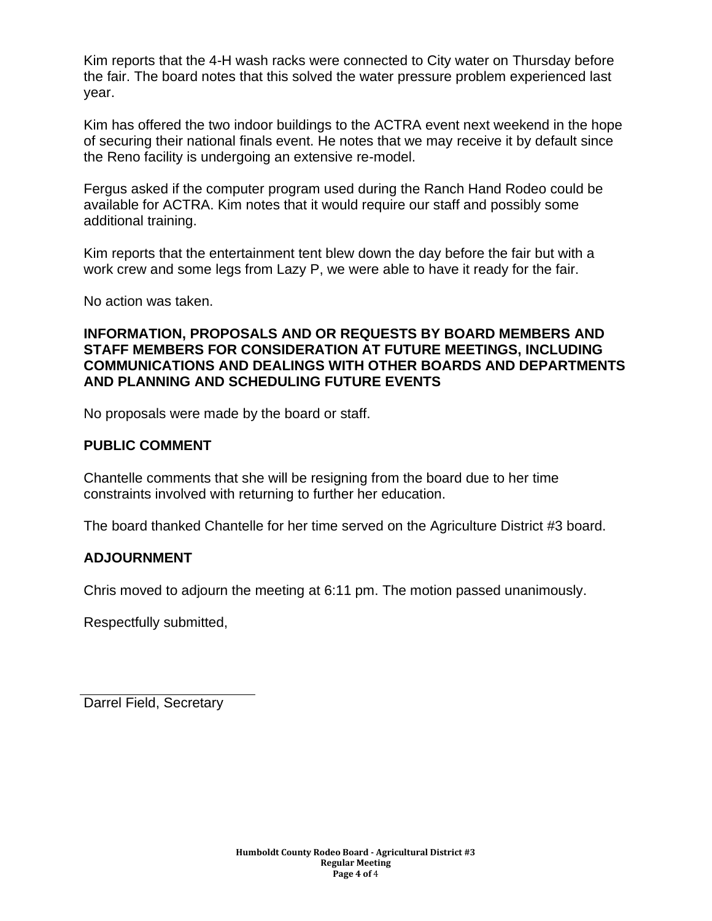Kim reports that the 4-H wash racks were connected to City water on Thursday before the fair. The board notes that this solved the water pressure problem experienced last year.

Kim has offered the two indoor buildings to the ACTRA event next weekend in the hope of securing their national finals event. He notes that we may receive it by default since the Reno facility is undergoing an extensive re-model.

Fergus asked if the computer program used during the Ranch Hand Rodeo could be available for ACTRA. Kim notes that it would require our staff and possibly some additional training.

Kim reports that the entertainment tent blew down the day before the fair but with a work crew and some legs from Lazy P, we were able to have it ready for the fair.

No action was taken.

**INFORMATION, PROPOSALS AND OR REQUESTS BY BOARD MEMBERS AND STAFF MEMBERS FOR CONSIDERATION AT FUTURE MEETINGS, INCLUDING COMMUNICATIONS AND DEALINGS WITH OTHER BOARDS AND DEPARTMENTS AND PLANNING AND SCHEDULING FUTURE EVENTS**

No proposals were made by the board or staff.

**PUBLIC COMMENT**

Chantelle comments that she will be resigning from the board due to her time constraints involved with returning to further her education.

The board thanked Chantelle for her time served on the Agriculture District #3 board.

**ADJOURNMENT**

Chris moved to adjourn the meeting at 6:11 pm. The motion passed unanimously.

Respectfully submitted,

Darrel Field, Secretary